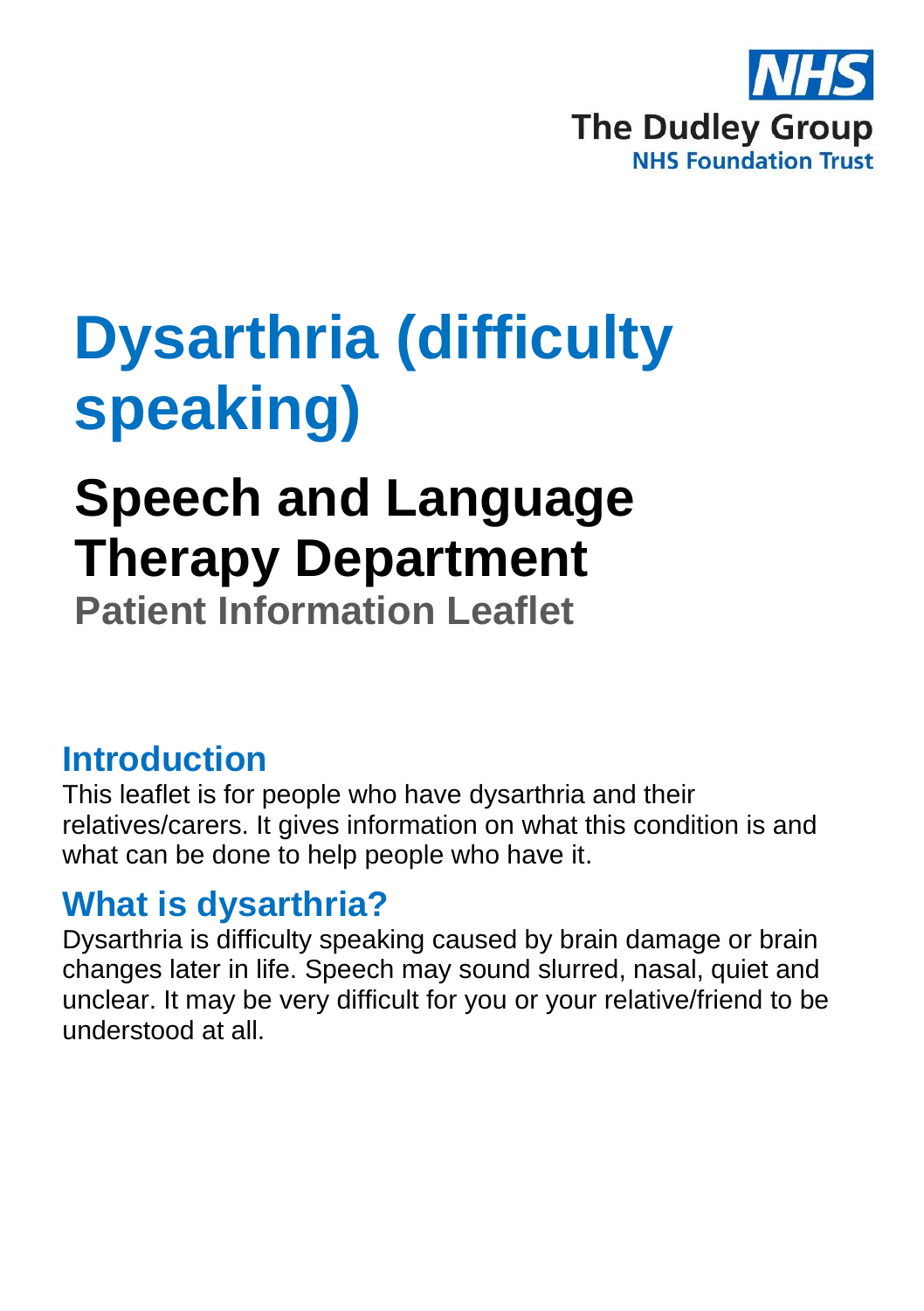NHS

The Dudley Group
NHS Foundation Trust

# Dysarthria (difficulty speaking)

## Speech and Language Therapy Department

**Patient Information Leaflet**

## Introduction

This leaflet is for people who have dysarthria and their relatives/carers. It gives information on what this condition is and what can be done to help people who have it.

## What is dysarthria?

Dysarthria is difficulty speaking caused by brain damage or brain changes later in life. Speech may sound slurred, nasal, quiet and unclear. It may be very difficult for you or your relative/friend to be understood at all.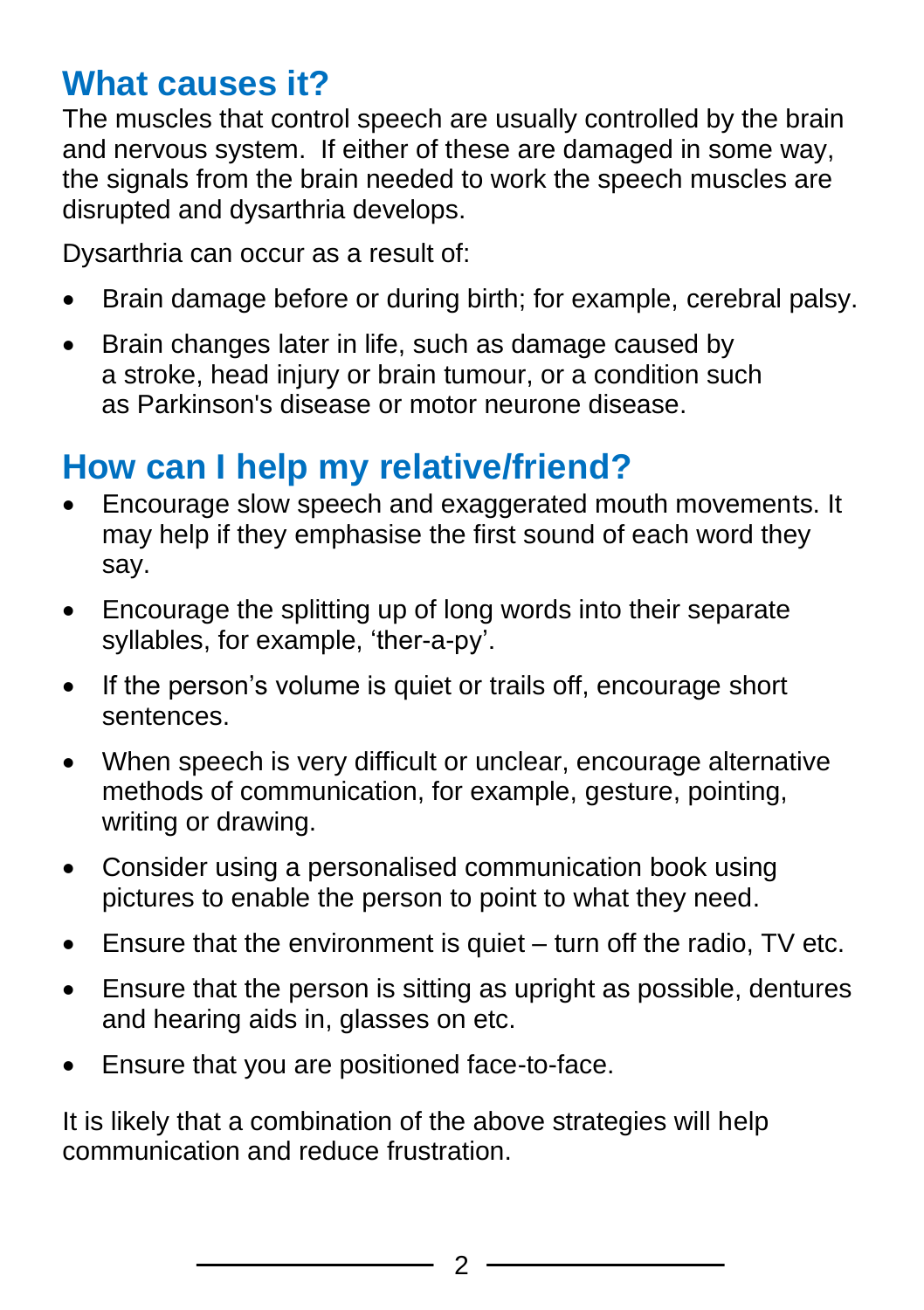## What causes it?

The muscles that control speech are usually controlled by the brain and nervous system. If either of these are damaged in some way, the signals from the brain needed to work the speech muscles are disrupted and dysarthria develops.

Dysarthria can occur as a result of:

- Brain damage before or during birth; for example, cerebral palsy.
- Brain changes later in life, such as damage caused by a stroke, head injury or brain tumour, or a condition such as Parkinson's disease or motor neurone disease.

## How can I help my relative/friend?

- Encourage slow speech and exaggerated mouth movements. It may help if they emphasise the first sound of each word they say.
- Encourage the splitting up of long words into their separate syllables, for example, 'ther-a-py'.
- If the person's volume is quiet or trails off, encourage short sentences.
- When speech is very difficult or unclear, encourage alternative methods of communication, for example, gesture, pointing, writing or drawing.
- Consider using a personalised communication book using pictures to enable the person to point to what they need.
- Ensure that the environment is quiet – turn off the radio, TV etc.
- Ensure that the person is sitting as upright as possible, dentures and hearing aids in, glasses on etc.
- Ensure that you are positioned face-to-face.

It is likely that a combination of the above strategies will help communication and reduce frustration.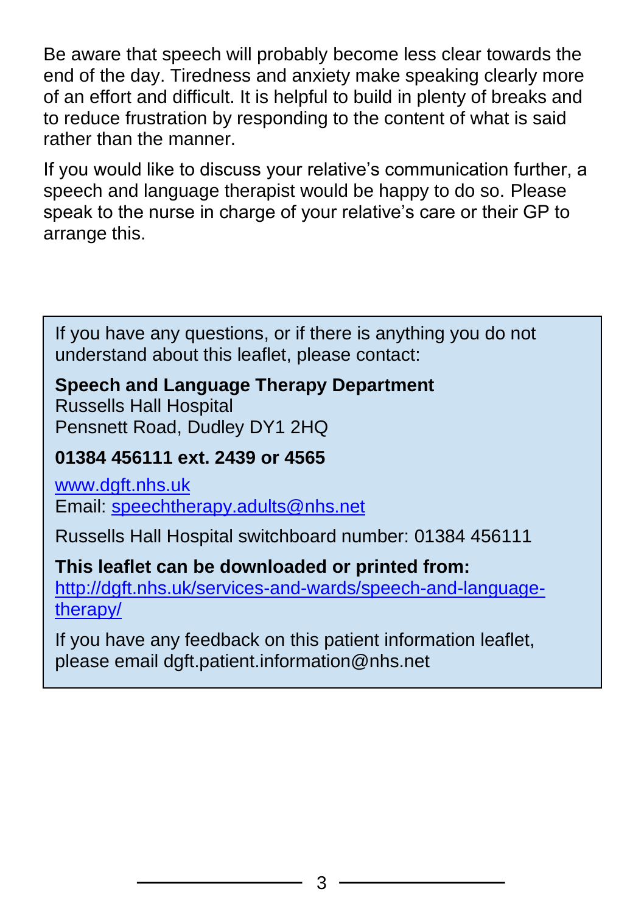Be aware that speech will probably become less clear towards the end of the day. Tiredness and anxiety make speaking clearly more of an effort and difficult. It is helpful to build in plenty of breaks and to reduce frustration by responding to the content of what is said rather than the manner.

If you would like to discuss your relative's communication further, a speech and language therapist would be happy to do so. Please speak to the nurse in charge of your relative's care or their GP to arrange this.

If you have any questions, or if there is anything you do not understand about this leaflet, please contact:

**Speech and Language Therapy Department**
Russells Hall Hospital
Pensnett Road, Dudley DY1 2HQ

**01384 456111 ext. 2439 or 4565**

www.dgft.nhs.uk
Email: speechtherapy.adults@nhs.net

Russells Hall Hospital switchboard number: 01384 456111

**This leaflet can be downloaded or printed from:**
http://dgft.nhs.uk/services-and-wards/speech-and-language-therapy/

If you have any feedback on this patient information leaflet, please email dgft.patient.information@nhs.net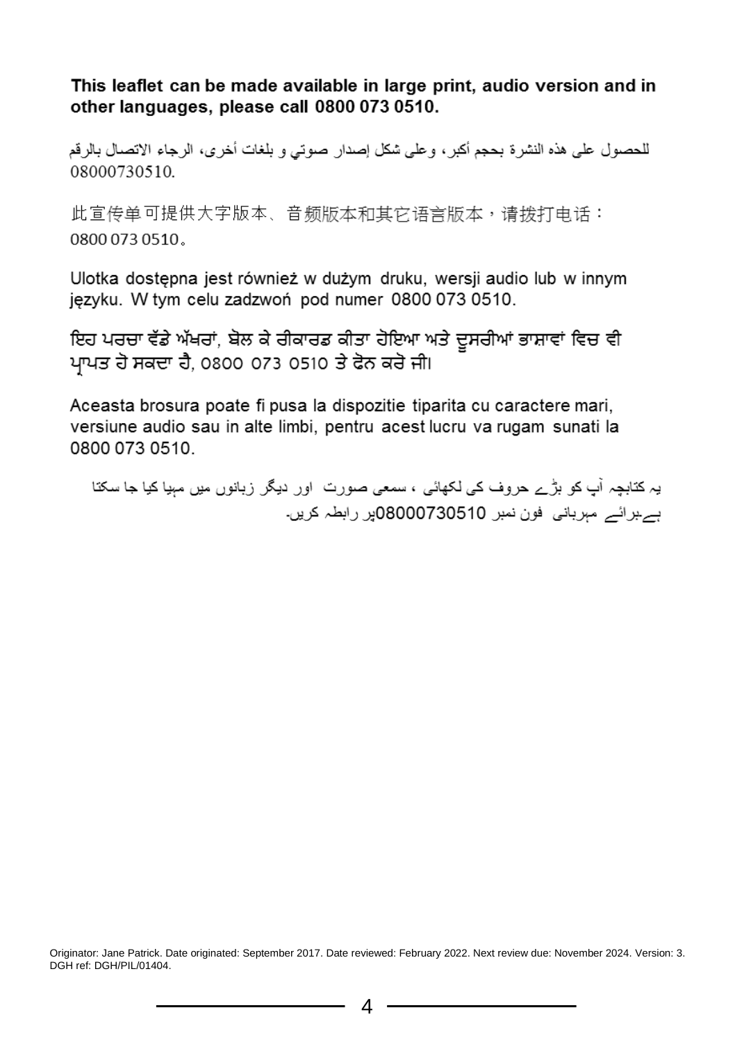**This leaflet can be made available in large print, audio version and in other languages, please call 0800 073 0510.**

للحصول على هذه النشرة بحجم أكبر، وعلى شكل إصدار صوتي و بلغات أخرى، الرجاء الاتصال بالرقم 08000730510.

此宣传单可提供大字版本、音频版本和其它语言版本，请拨打电话：0800 073 0510。

Ulotka dostępna jest również w dużym druku, wersji audio lub w innym języku. W tym celu zadzwoń pod numer 0800 073 0510.

ਇਹ ਪਰਚਾ ਵੱਡੇ ਅੱਖਰਾਂ, ਬੋਲ ਕੇ ਰੀਕਾਰਡ ਕੀਤਾ ਹੋਇਆ ਅਤੇ ਦੂਸਰੀਆਂ ਭਾਸ਼ਾਵਾਂ ਵਿਚ ਵੀ ਪ੍ਰਾਪਤ ਹੋ ਸਕਦਾ ਹੈ, 0800 073 0510 ਤੇ ਫੋਨ ਕਰੋ ਜੀ।

Aceasta brosura poate fi pusa la dispozitie tiparita cu caractere mari, versiune audio sau in alte limbi, pentru acest lucru va rugam sunati la 0800 073 0510.

یہ کتابچہ آپ کو بڑے حروف کی لکھائی ، سمعی صورت اور دیگر زبانوں میں مہیا کیا جا سکتا ہے۔برائے مہربانی فون نمبر 08000730510پر رابطہ کریں۔

Originator: Jane Patrick. Date originated: September 2017. Date reviewed: February 2022. Next review due: November 2024. Version: 3. DGH ref: DGH/PIL/01404.